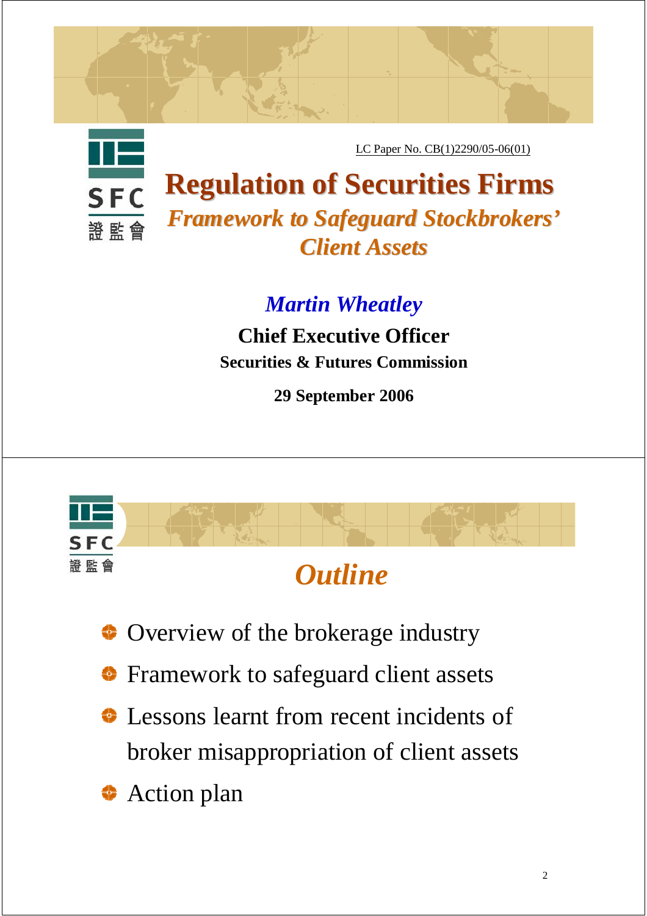LC Paper No. CB(1)2290/05-06(01)

# Regulation of Securities Firms

## *Framework to Safeguard Stockbrokers' Client Assets*

*Martin Wheatley*

**Chief Executive Officer**

**Securities & Futures Commission**

**29 September 2006**

---

## *Outline*

- Overview of the brokerage industry
- Framework to safeguard client assets
- Lessons learnt from recent incidents of broker misappropriation of client assets
- Action plan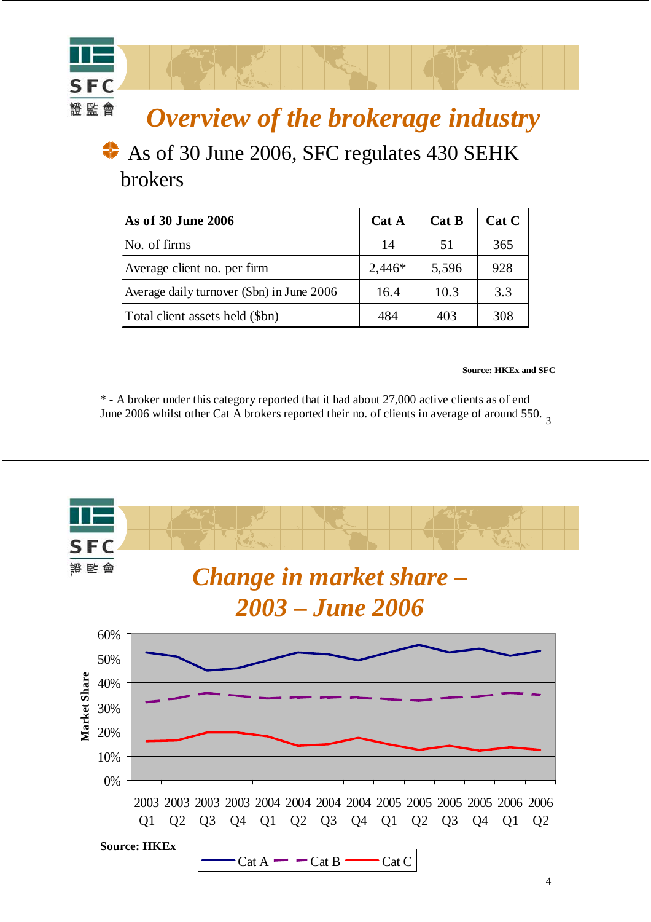# Overview of the brokerage industry

- As of 30 June 2006, SFC regulates 430 SEHK brokers

| As of 30 June 2006 | Cat A | Cat B | Cat C |
|---|---|---|---|
| No. of firms | 14 | 51 | 365 |
| Average client no. per firm | 2,446* | 5,596 | 928 |
| Average daily turnover ($bn) in June 2006 | 16.4 | 10.3 | 3.3 |
| Total client assets held ($bn) | 484 | 403 | 308 |

**Source: HKEx and SFC**

* - A broker under this category reported that it had about 27,000 active clients as of end June 2006 whilst other Cat A brokers reported their no. of clients in average of around 550.

# Change in market share – 2003 – June 2006

Market Share

60%
50%
40%
30%
20%
10%
0%

2003 Q1, 2003 Q2, 2003 Q3, 2003 Q4, 2004 Q1, 2004 Q2, 2004 Q3, 2004 Q4, 2005 Q1, 2005 Q2, 2005 Q3, 2005 Q4, 2006 Q1, 2006 Q2

Cat A, Cat B, Cat C

**Source: HKEx**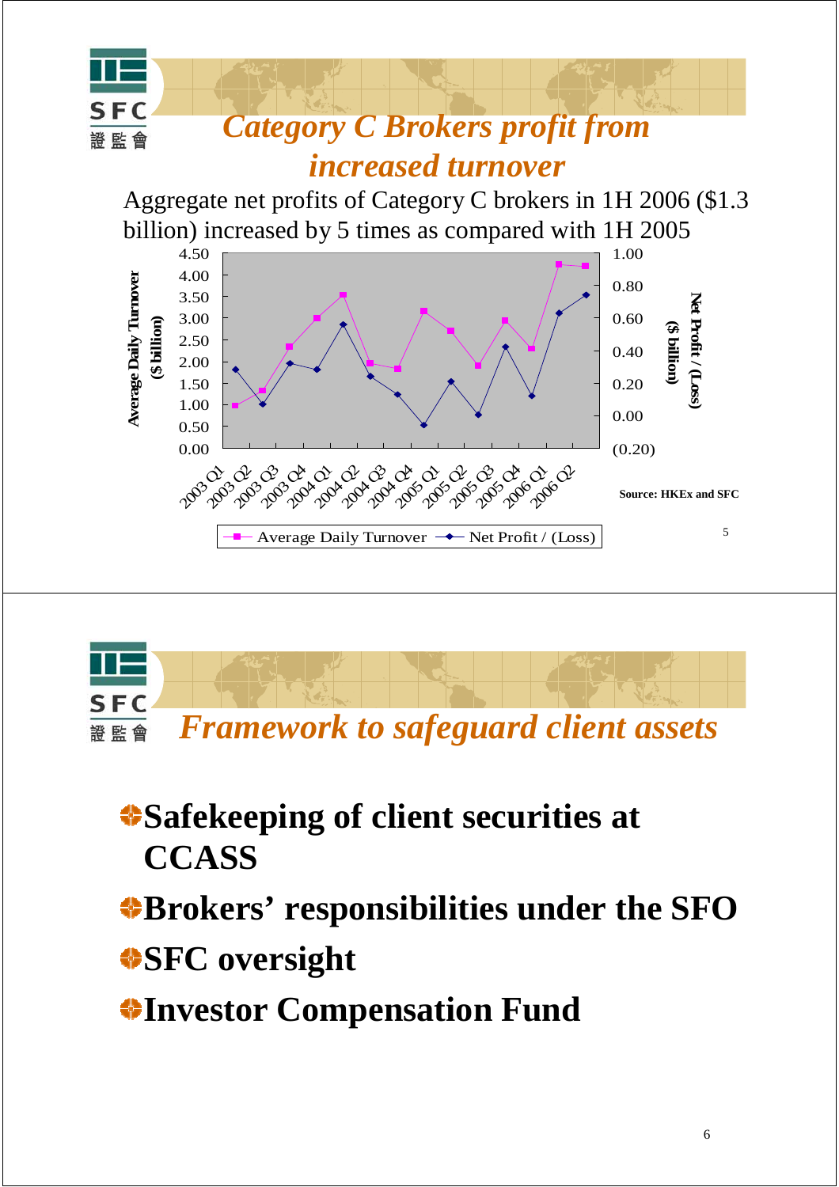## Category C Brokers profit from increased turnover

Aggregate net profits of Category C brokers in 1H 2006 ($1.3 billion) increased by 5 times as compared with 1H 2005

Average Daily Turnover ($ billion) | Net Profit / (Loss) ($ billion)

Quarters: 2003 Q1, 2003 Q2, 2003 Q3, 2003 Q4, 2004 Q1, 2004 Q2, 2004 Q3, 2004 Q4, 2005 Q1, 2005 Q2, 2005 Q3, 2005 Q4, 2006 Q1, 2006 Q2

Legend: Average Daily Turnover — Net Profit / (Loss)

Source: HKEx and SFC

## Framework to safeguard client assets

- **Safekeeping of client securities at CCASS**
- **Brokers' responsibilities under the SFO**
- **SFC oversight**
- **Investor Compensation Fund**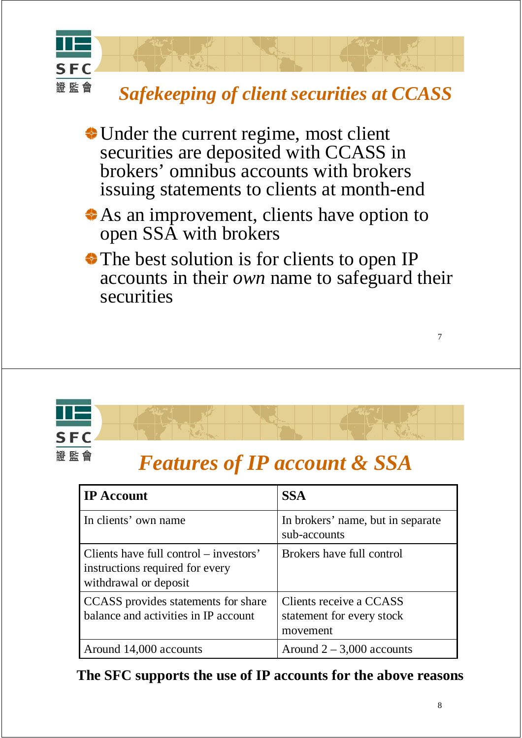## *Safekeeping of client securities at CCASS*

- Under the current regime, most client securities are deposited with CCASS in brokers' omnibus accounts with brokers issuing statements to clients at month-end
- As an improvement, clients have option to open SSA with brokers
- The best solution is for clients to open IP accounts in their *own* name to safeguard their securities

## *Features of IP account & SSA*

| **IP Account** | **SSA** |
|---|---|
| In clients' own name | In brokers' name, but in separate sub-accounts |
| Clients have full control – investors' instructions required for every withdrawal or deposit | Brokers have full control |
| CCASS provides statements for share balance and activities in IP account | Clients receive a CCASS statement for every stock movement |
| Around 14,000 accounts | Around 2 – 3,000 accounts |

**The SFC supports the use of IP accounts for the above reasons**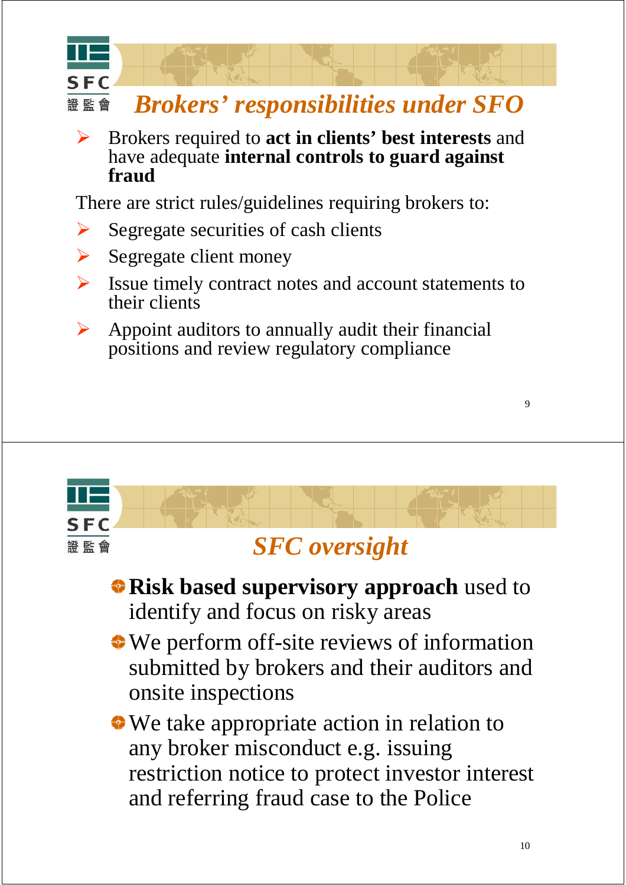## Brokers' responsibilities under SFO

- Brokers required to **act in clients' best interests** and have adequate **internal controls to guard against fraud**

There are strict rules/guidelines requiring brokers to:

- Segregate securities of cash clients
- Segregate client money
- Issue timely contract notes and account statements to their clients
- Appoint auditors to annually audit their financial positions and review regulatory compliance

## SFC oversight

- **Risk based supervisory approach** used to identify and focus on risky areas
- We perform off-site reviews of information submitted by brokers and their auditors and onsite inspections
- We take appropriate action in relation to any broker misconduct e.g. issuing restriction notice to protect investor interest and referring fraud case to the Police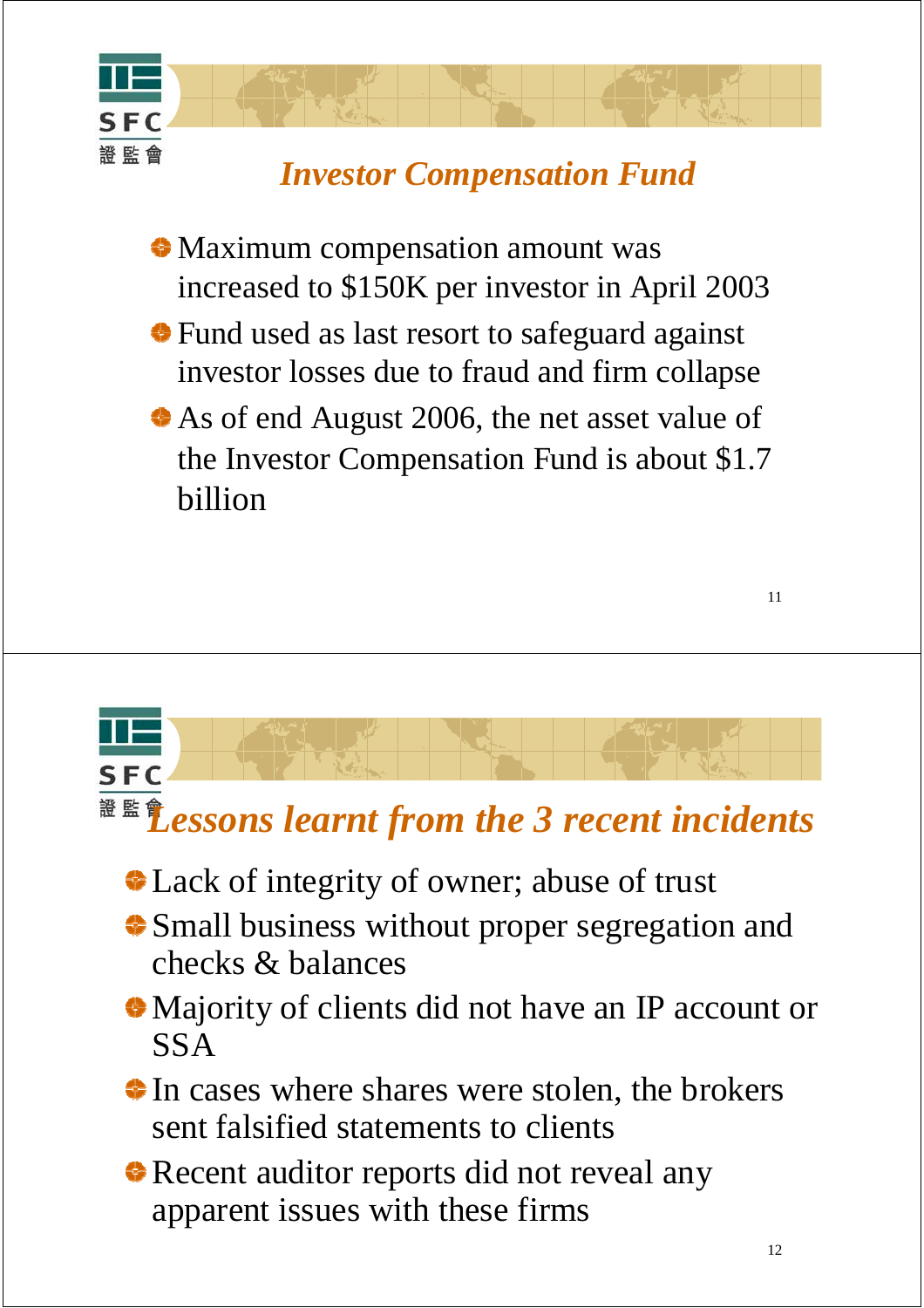## *Investor Compensation Fund*

- Maximum compensation amount was increased to $150K per investor in April 2003
- Fund used as last resort to safeguard against investor losses due to fraud and firm collapse
- As of end August 2006, the net asset value of the Investor Compensation Fund is about $1.7 billion

## *Lessons learnt from the 3 recent incidents*

- Lack of integrity of owner; abuse of trust
- Small business without proper segregation and checks & balances
- Majority of clients did not have an IP account or SSA
- In cases where shares were stolen, the brokers sent falsified statements to clients
- Recent auditor reports did not reveal any apparent issues with these firms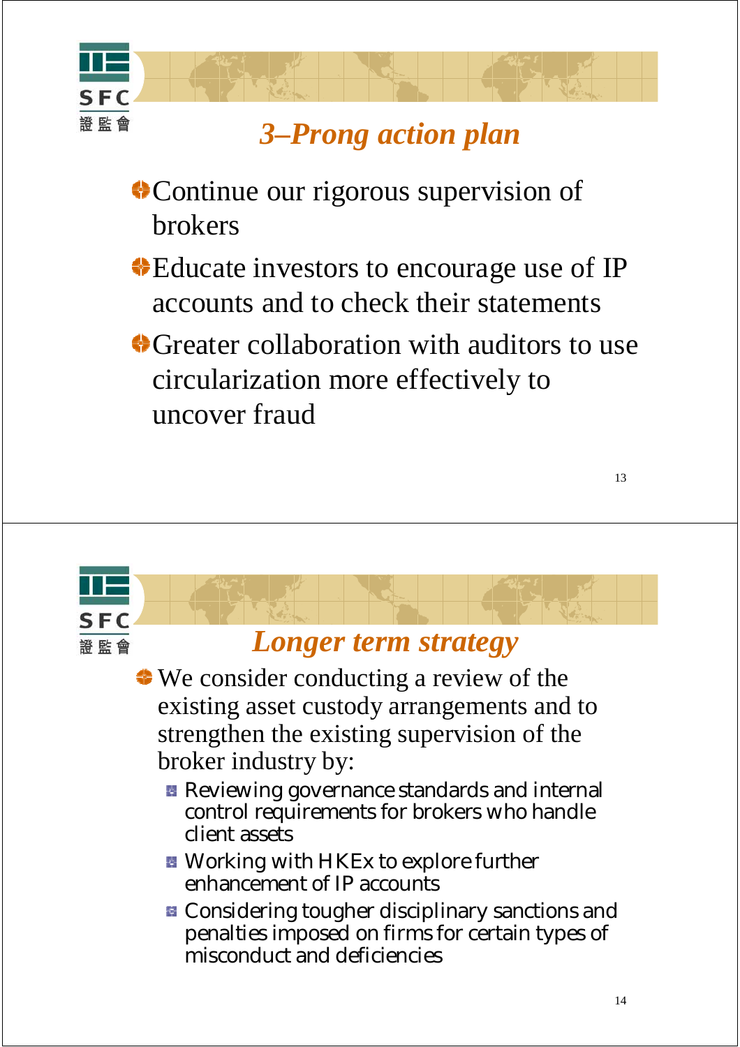## 3–Prong action plan

- Continue our rigorous supervision of brokers
- Educate investors to encourage use of IP accounts and to check their statements
- Greater collaboration with auditors to use circularization more effectively to uncover fraud

## Longer term strategy

- We consider conducting a review of the existing asset custody arrangements and to strengthen the existing supervision of the broker industry by:
  - Reviewing governance standards and internal control requirements for brokers who handle client assets
  - Working with HKEx to explore further enhancement of IP accounts
  - Considering tougher disciplinary sanctions and penalties imposed on firms for certain types of misconduct and deficiencies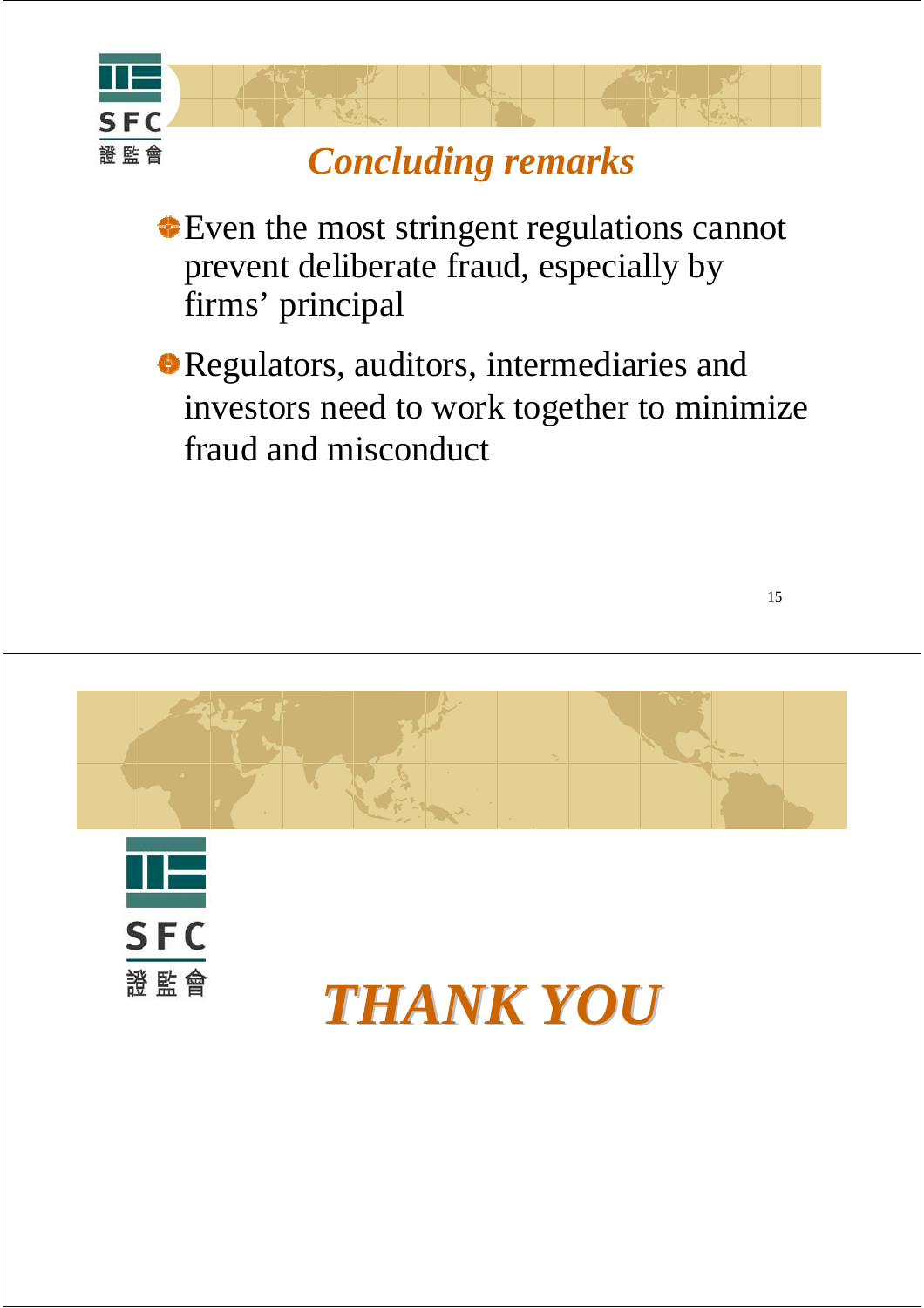## Concluding remarks

- Even the most stringent regulations cannot prevent deliberate fraud, especially by firms' principal
- Regulators, auditors, intermediaries and investors need to work together to minimize fraud and misconduct

# *THANK YOU*